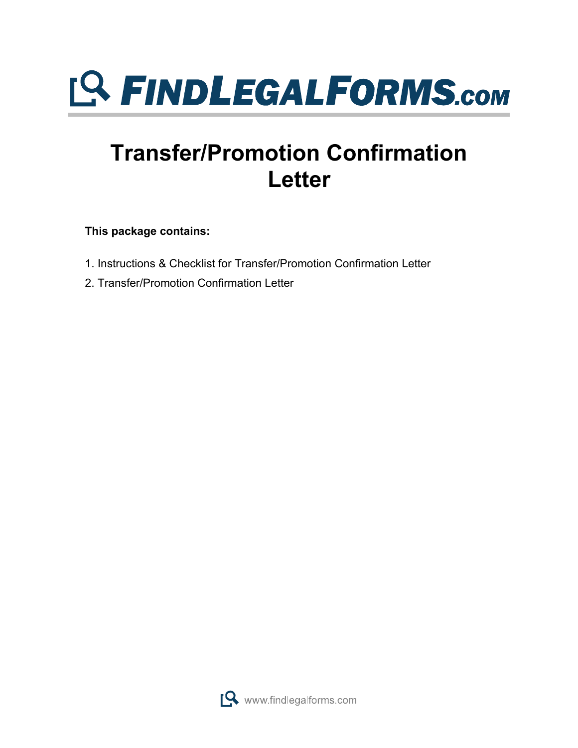# FINDLEGALFORMS.com

# Transfer/Promotion Confirmation Letter

**This package contains:**

1. Instructions & Checklist for Transfer/Promotion Confirmation Letter
2. Transfer/Promotion Confirmation Letter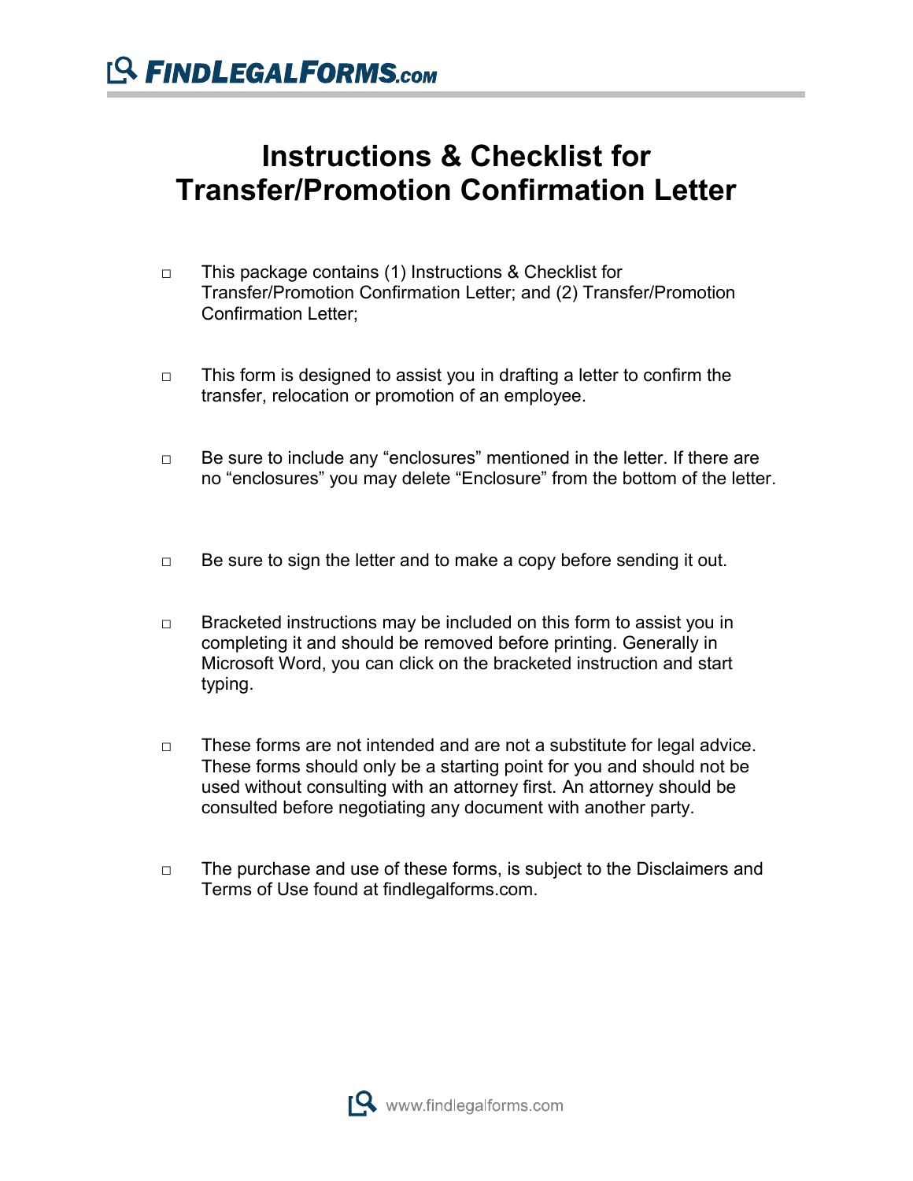# Instructions & Checklist for Transfer/Promotion Confirmation Letter

- □ This package contains (1) Instructions & Checklist for Transfer/Promotion Confirmation Letter; and (2) Transfer/Promotion Confirmation Letter;

- □ This form is designed to assist you in drafting a letter to confirm the transfer, relocation or promotion of an employee.

- □ Be sure to include any "enclosures" mentioned in the letter. If there are no "enclosures" you may delete "Enclosure" from the bottom of the letter.

- □ Be sure to sign the letter and to make a copy before sending it out.

- □ Bracketed instructions may be included on this form to assist you in completing it and should be removed before printing. Generally in Microsoft Word, you can click on the bracketed instruction and start typing.

- □ These forms are not intended and are not a substitute for legal advice. These forms should only be a starting point for you and should not be used without consulting with an attorney first. An attorney should be consulted before negotiating any document with another party.

- □ The purchase and use of these forms, is subject to the Disclaimers and Terms of Use found at findlegalforms.com.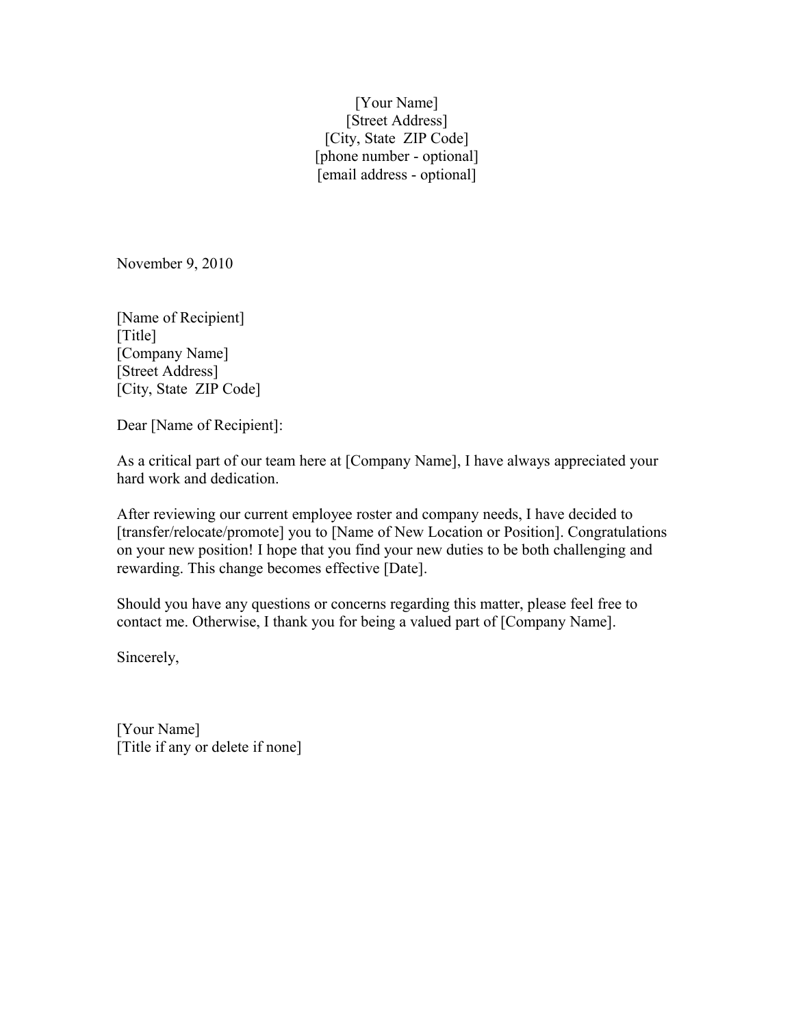[Your Name]
[Street Address]
[City, State  ZIP Code]
[phone number - optional]
[email address - optional]

November 9, 2010

[Name of Recipient]
[Title]
[Company Name]
[Street Address]
[City, State  ZIP Code]

Dear [Name of Recipient]:

As a critical part of our team here at [Company Name], I have always appreciated your hard work and dedication.

After reviewing our current employee roster and company needs, I have decided to [transfer/relocate/promote] you to [Name of New Location or Position]. Congratulations on your new position! I hope that you find your new duties to be both challenging and rewarding. This change becomes effective [Date].

Should you have any questions or concerns regarding this matter, please feel free to contact me. Otherwise, I thank you for being a valued part of [Company Name].

Sincerely,

[Your Name]
[Title if any or delete if none]